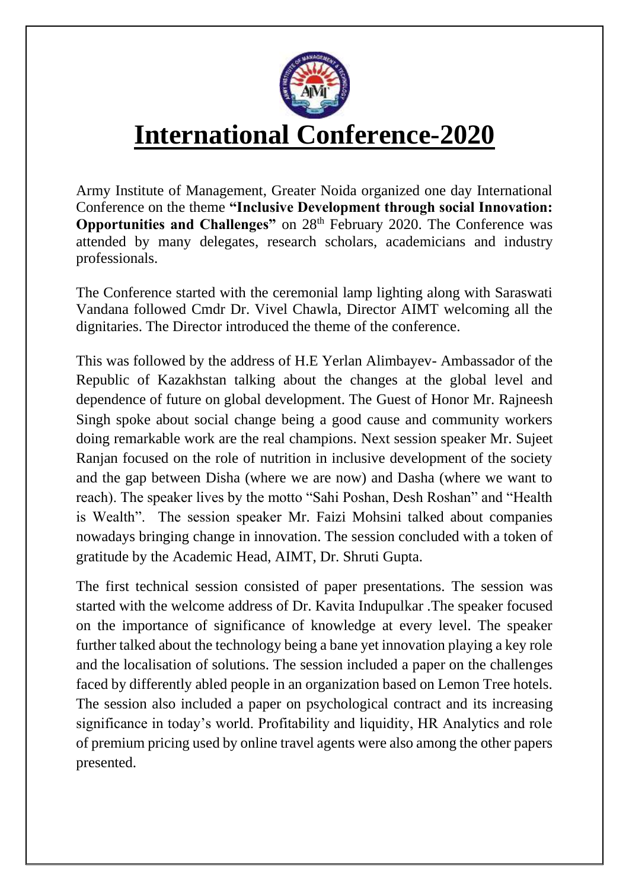# International Conference-2020

Army Institute of Management, Greater Noida organized one day International Conference on the theme **"Inclusive Development through social Innovation: Opportunities and Challenges"** on 28th February 2020. The Conference was attended by many delegates, research scholars, academicians and industry professionals.

The Conference started with the ceremonial lamp lighting along with Saraswati Vandana followed Cmdr Dr. Vivel Chawla, Director AIMT welcoming all the dignitaries. The Director introduced the theme of the conference.

This was followed by the address of H.E Yerlan Alimbayev- Ambassador of the Republic of Kazakhstan talking about the changes at the global level and dependence of future on global development. The Guest of Honor Mr. Rajneesh Singh spoke about social change being a good cause and community workers doing remarkable work are the real champions. Next session speaker Mr. Sujeet Ranjan focused on the role of nutrition in inclusive development of the society and the gap between Disha (where we are now) and Dasha (where we want to reach). The speaker lives by the motto "Sahi Poshan, Desh Roshan" and "Health is Wealth". The session speaker Mr. Faizi Mohsini talked about companies nowadays bringing change in innovation. The session concluded with a token of gratitude by the Academic Head, AIMT, Dr. Shruti Gupta.

The first technical session consisted of paper presentations. The session was started with the welcome address of Dr. Kavita Indupulkar .The speaker focused on the importance of significance of knowledge at every level. The speaker further talked about the technology being a bane yet innovation playing a key role and the localisation of solutions. The session included a paper on the challenges faced by differently abled people in an organization based on Lemon Tree hotels. The session also included a paper on psychological contract and its increasing significance in today's world. Profitability and liquidity, HR Analytics and role of premium pricing used by online travel agents were also among the other papers presented.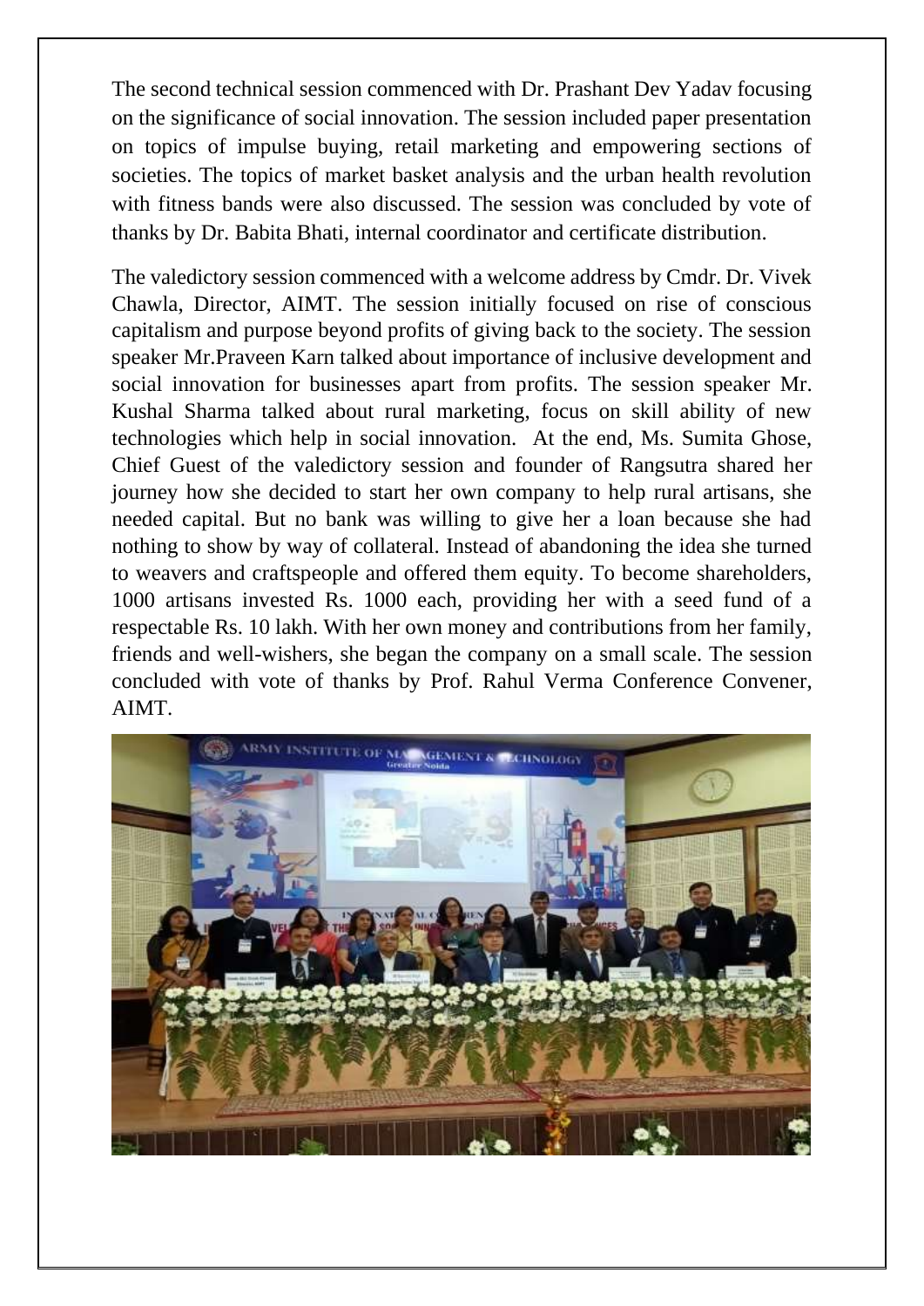The second technical session commenced with Dr. Prashant Dev Yadav focusing on the significance of social innovation. The session included paper presentation on topics of impulse buying, retail marketing and empowering sections of societies. The topics of market basket analysis and the urban health revolution with fitness bands were also discussed. The session was concluded by vote of thanks by Dr. Babita Bhati, internal coordinator and certificate distribution.

The valedictory session commenced with a welcome address by Cmdr. Dr. Vivek Chawla, Director, AIMT. The session initially focused on rise of conscious capitalism and purpose beyond profits of giving back to the society. The session speaker Mr.Praveen Karn talked about importance of inclusive development and social innovation for businesses apart from profits. The session speaker Mr. Kushal Sharma talked about rural marketing, focus on skill ability of new technologies which help in social innovation. At the end, Ms. Sumita Ghose, Chief Guest of the valedictory session and founder of Rangsutra shared her journey how she decided to start her own company to help rural artisans, she needed capital. But no bank was willing to give her a loan because she had nothing to show by way of collateral. Instead of abandoning the idea she turned to weavers and craftspeople and offered them equity. To become shareholders, 1000 artisans invested Rs. 1000 each, providing her with a seed fund of a respectable Rs. 10 lakh. With her own money and contributions from her family, friends and well-wishers, she began the company on a small scale. The session concluded with vote of thanks by Prof. Rahul Verma Conference Convener, AIMT.